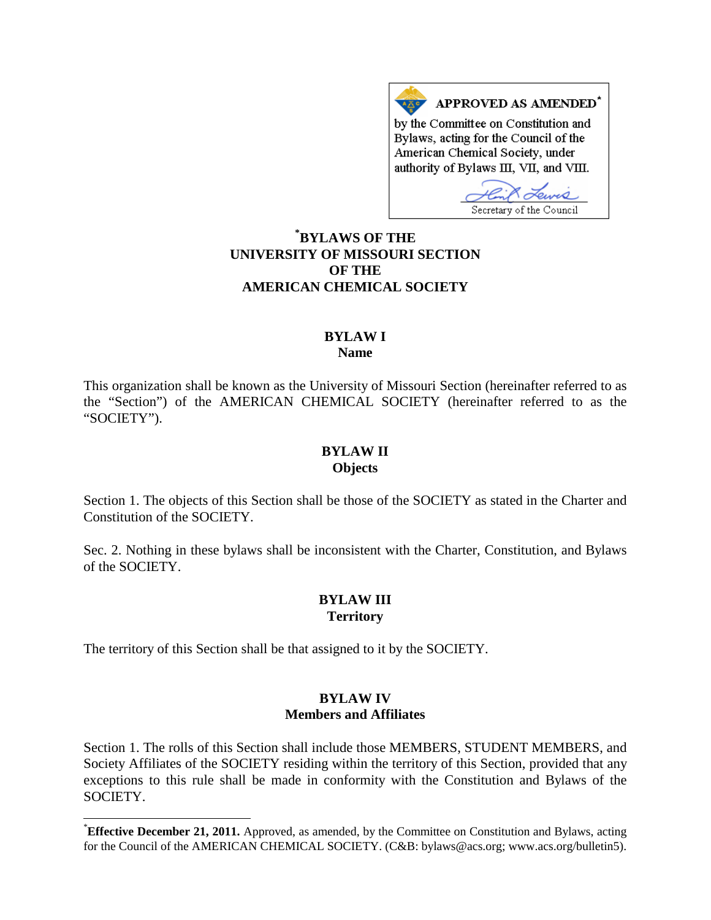**APPROVED AS AMENDED*** by the Committee on Constitution and Bylaws, acting for the Council of the American Chemical Society, under authority of Bylaws III, VII, and VIII.

Secretary of the Council

# *BYLAWS OF THE UNIVERSITY OF MISSOURI SECTION OF THE AMERICAN CHEMICAL SOCIETY

## BYLAW I
## Name

This organization shall be known as the University of Missouri Section (hereinafter referred to as the "Section") of the AMERICAN CHEMICAL SOCIETY (hereinafter referred to as the "SOCIETY").

## BYLAW II
## Objects

Section 1. The objects of this Section shall be those of the SOCIETY as stated in the Charter and Constitution of the SOCIETY.

Sec. 2. Nothing in these bylaws shall be inconsistent with the Charter, Constitution, and Bylaws of the SOCIETY.

## BYLAW III
## Territory

The territory of this Section shall be that assigned to it by the SOCIETY.

## BYLAW IV
## Members and Affiliates

Section 1. The rolls of this Section shall include those MEMBERS, STUDENT MEMBERS, and Society Affiliates of the SOCIETY residing within the territory of this Section, provided that any exceptions to this rule shall be made in conformity with the Constitution and Bylaws of the SOCIETY.

---

***Effective December 21, 2011.** Approved, as amended, by the Committee on Constitution and Bylaws, acting for the Council of the AMERICAN CHEMICAL SOCIETY. (C&B: bylaws@acs.org; www.acs.org/bulletin5).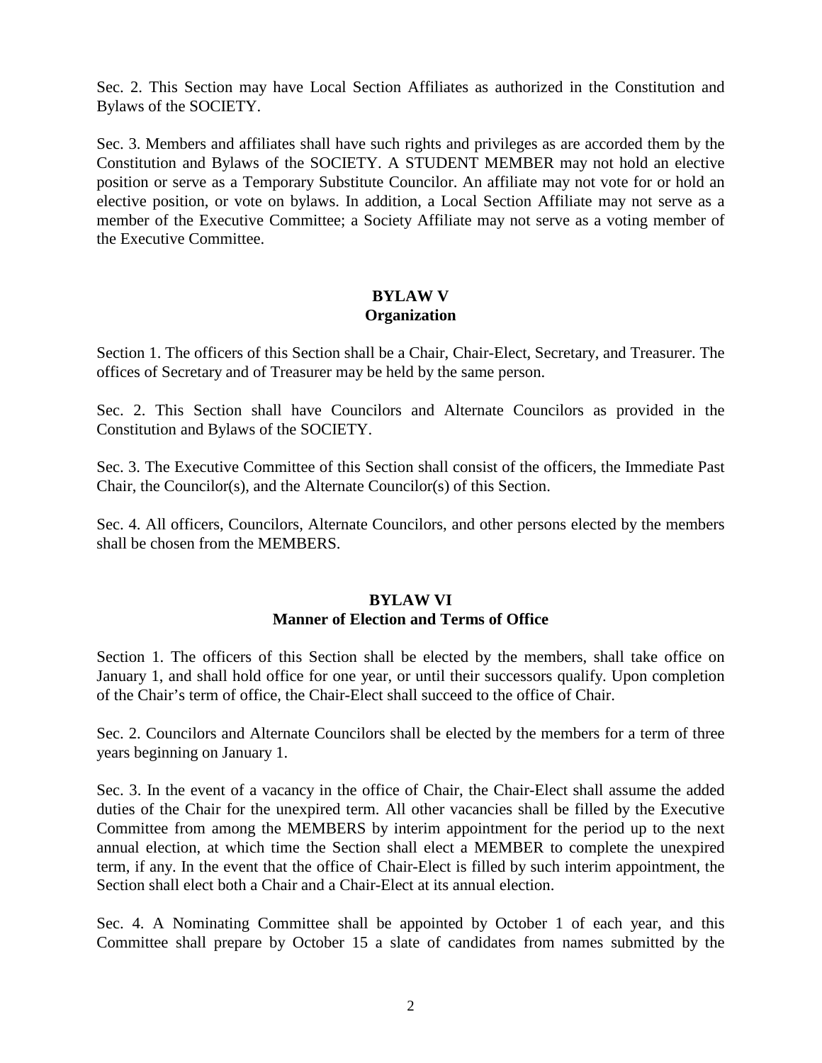Sec. 2. This Section may have Local Section Affiliates as authorized in the Constitution and Bylaws of the SOCIETY.

Sec. 3. Members and affiliates shall have such rights and privileges as are accorded them by the Constitution and Bylaws of the SOCIETY. A STUDENT MEMBER may not hold an elective position or serve as a Temporary Substitute Councilor. An affiliate may not vote for or hold an elective position, or vote on bylaws. In addition, a Local Section Affiliate may not serve as a member of the Executive Committee; a Society Affiliate may not serve as a voting member of the Executive Committee.

## BYLAW V
## Organization

Section 1. The officers of this Section shall be a Chair, Chair-Elect, Secretary, and Treasurer. The offices of Secretary and of Treasurer may be held by the same person.

Sec. 2. This Section shall have Councilors and Alternate Councilors as provided in the Constitution and Bylaws of the SOCIETY.

Sec. 3. The Executive Committee of this Section shall consist of the officers, the Immediate Past Chair, the Councilor(s), and the Alternate Councilor(s) of this Section.

Sec. 4. All officers, Councilors, Alternate Councilors, and other persons elected by the members shall be chosen from the MEMBERS.

## BYLAW VI
## Manner of Election and Terms of Office

Section 1. The officers of this Section shall be elected by the members, shall take office on January 1, and shall hold office for one year, or until their successors qualify. Upon completion of the Chair's term of office, the Chair-Elect shall succeed to the office of Chair.

Sec. 2. Councilors and Alternate Councilors shall be elected by the members for a term of three years beginning on January 1.

Sec. 3. In the event of a vacancy in the office of Chair, the Chair-Elect shall assume the added duties of the Chair for the unexpired term. All other vacancies shall be filled by the Executive Committee from among the MEMBERS by interim appointment for the period up to the next annual election, at which time the Section shall elect a MEMBER to complete the unexpired term, if any. In the event that the office of Chair-Elect is filled by such interim appointment, the Section shall elect both a Chair and a Chair-Elect at its annual election.

Sec. 4. A Nominating Committee shall be appointed by October 1 of each year, and this Committee shall prepare by October 15 a slate of candidates from names submitted by the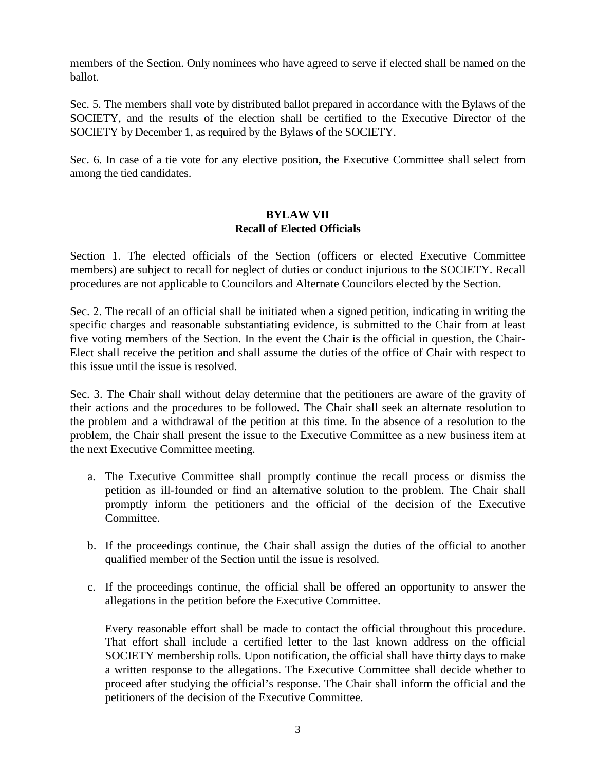members of the Section. Only nominees who have agreed to serve if elected shall be named on the ballot.

Sec. 5. The members shall vote by distributed ballot prepared in accordance with the Bylaws of the SOCIETY, and the results of the election shall be certified to the Executive Director of the SOCIETY by December 1, as required by the Bylaws of the SOCIETY.

Sec. 6. In case of a tie vote for any elective position, the Executive Committee shall select from among the tied candidates.

## BYLAW VII
## Recall of Elected Officials

Section 1. The elected officials of the Section (officers or elected Executive Committee members) are subject to recall for neglect of duties or conduct injurious to the SOCIETY. Recall procedures are not applicable to Councilors and Alternate Councilors elected by the Section.

Sec. 2. The recall of an official shall be initiated when a signed petition, indicating in writing the specific charges and reasonable substantiating evidence, is submitted to the Chair from at least five voting members of the Section. In the event the Chair is the official in question, the Chair-Elect shall receive the petition and shall assume the duties of the office of Chair with respect to this issue until the issue is resolved.

Sec. 3. The Chair shall without delay determine that the petitioners are aware of the gravity of their actions and the procedures to be followed. The Chair shall seek an alternate resolution to the problem and a withdrawal of the petition at this time. In the absence of a resolution to the problem, the Chair shall present the issue to the Executive Committee as a new business item at the next Executive Committee meeting.

a. The Executive Committee shall promptly continue the recall process or dismiss the petition as ill-founded or find an alternative solution to the problem. The Chair shall promptly inform the petitioners and the official of the decision of the Executive Committee.

b. If the proceedings continue, the Chair shall assign the duties of the official to another qualified member of the Section until the issue is resolved.

c. If the proceedings continue, the official shall be offered an opportunity to answer the allegations in the petition before the Executive Committee.

   Every reasonable effort shall be made to contact the official throughout this procedure. That effort shall include a certified letter to the last known address on the official SOCIETY membership rolls. Upon notification, the official shall have thirty days to make a written response to the allegations. The Executive Committee shall decide whether to proceed after studying the official's response. The Chair shall inform the official and the petitioners of the decision of the Executive Committee.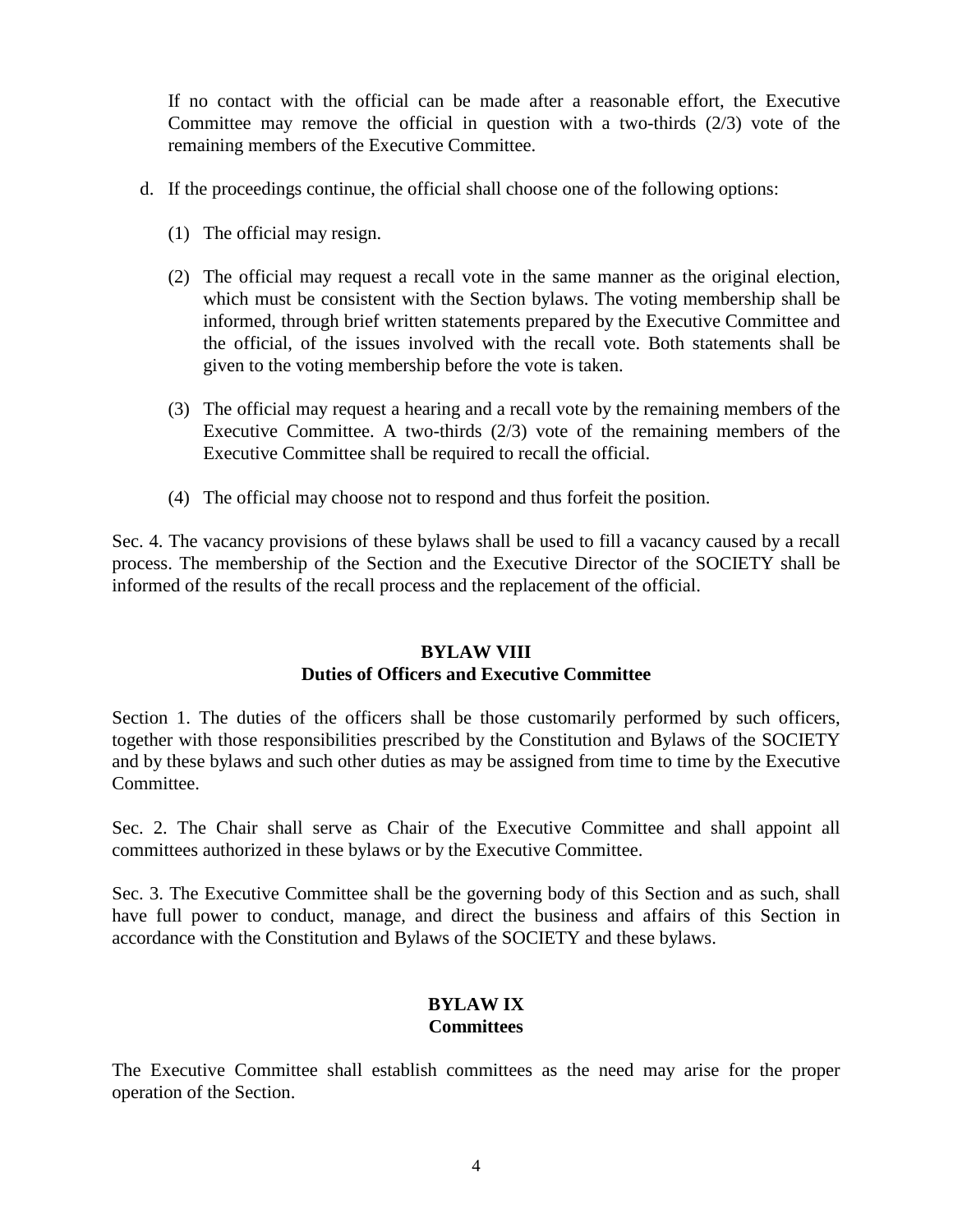If no contact with the official can be made after a reasonable effort, the Executive Committee may remove the official in question with a two-thirds (2/3) vote of the remaining members of the Executive Committee.

d. If the proceedings continue, the official shall choose one of the following options:

   (1) The official may resign.

   (2) The official may request a recall vote in the same manner as the original election, which must be consistent with the Section bylaws. The voting membership shall be informed, through brief written statements prepared by the Executive Committee and the official, of the issues involved with the recall vote. Both statements shall be given to the voting membership before the vote is taken.

   (3) The official may request a hearing and a recall vote by the remaining members of the Executive Committee. A two-thirds (2/3) vote of the remaining members of the Executive Committee shall be required to recall the official.

   (4) The official may choose not to respond and thus forfeit the position.

Sec. 4. The vacancy provisions of these bylaws shall be used to fill a vacancy caused by a recall process. The membership of the Section and the Executive Director of the SOCIETY shall be informed of the results of the recall process and the replacement of the official.

## BYLAW VIII
## Duties of Officers and Executive Committee

Section 1. The duties of the officers shall be those customarily performed by such officers, together with those responsibilities prescribed by the Constitution and Bylaws of the SOCIETY and by these bylaws and such other duties as may be assigned from time to time by the Executive Committee.

Sec. 2. The Chair shall serve as Chair of the Executive Committee and shall appoint all committees authorized in these bylaws or by the Executive Committee.

Sec. 3. The Executive Committee shall be the governing body of this Section and as such, shall have full power to conduct, manage, and direct the business and affairs of this Section in accordance with the Constitution and Bylaws of the SOCIETY and these bylaws.

## BYLAW IX
## Committees

The Executive Committee shall establish committees as the need may arise for the proper operation of the Section.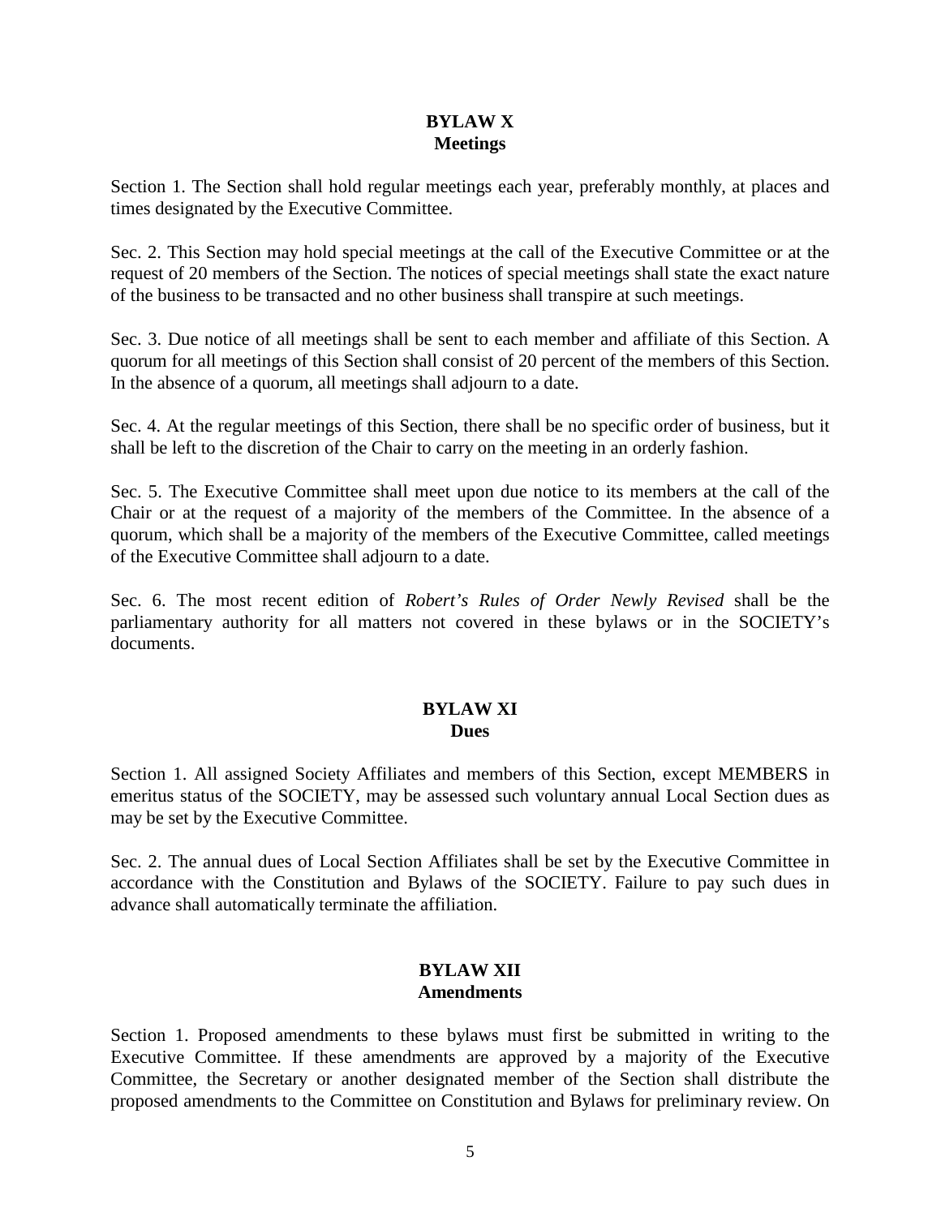## BYLAW X
## Meetings

Section 1. The Section shall hold regular meetings each year, preferably monthly, at places and times designated by the Executive Committee.

Sec. 2. This Section may hold special meetings at the call of the Executive Committee or at the request of 20 members of the Section. The notices of special meetings shall state the exact nature of the business to be transacted and no other business shall transpire at such meetings.

Sec. 3. Due notice of all meetings shall be sent to each member and affiliate of this Section. A quorum for all meetings of this Section shall consist of 20 percent of the members of this Section. In the absence of a quorum, all meetings shall adjourn to a date.

Sec. 4. At the regular meetings of this Section, there shall be no specific order of business, but it shall be left to the discretion of the Chair to carry on the meeting in an orderly fashion.

Sec. 5. The Executive Committee shall meet upon due notice to its members at the call of the Chair or at the request of a majority of the members of the Committee. In the absence of a quorum, which shall be a majority of the members of the Executive Committee, called meetings of the Executive Committee shall adjourn to a date.

Sec. 6. The most recent edition of *Robert's Rules of Order Newly Revised* shall be the parliamentary authority for all matters not covered in these bylaws or in the SOCIETY's documents.

## BYLAW XI
## Dues

Section 1. All assigned Society Affiliates and members of this Section, except MEMBERS in emeritus status of the SOCIETY, may be assessed such voluntary annual Local Section dues as may be set by the Executive Committee.

Sec. 2. The annual dues of Local Section Affiliates shall be set by the Executive Committee in accordance with the Constitution and Bylaws of the SOCIETY. Failure to pay such dues in advance shall automatically terminate the affiliation.

## BYLAW XII
## Amendments

Section 1. Proposed amendments to these bylaws must first be submitted in writing to the Executive Committee. If these amendments are approved by a majority of the Executive Committee, the Secretary or another designated member of the Section shall distribute the proposed amendments to the Committee on Constitution and Bylaws for preliminary review. On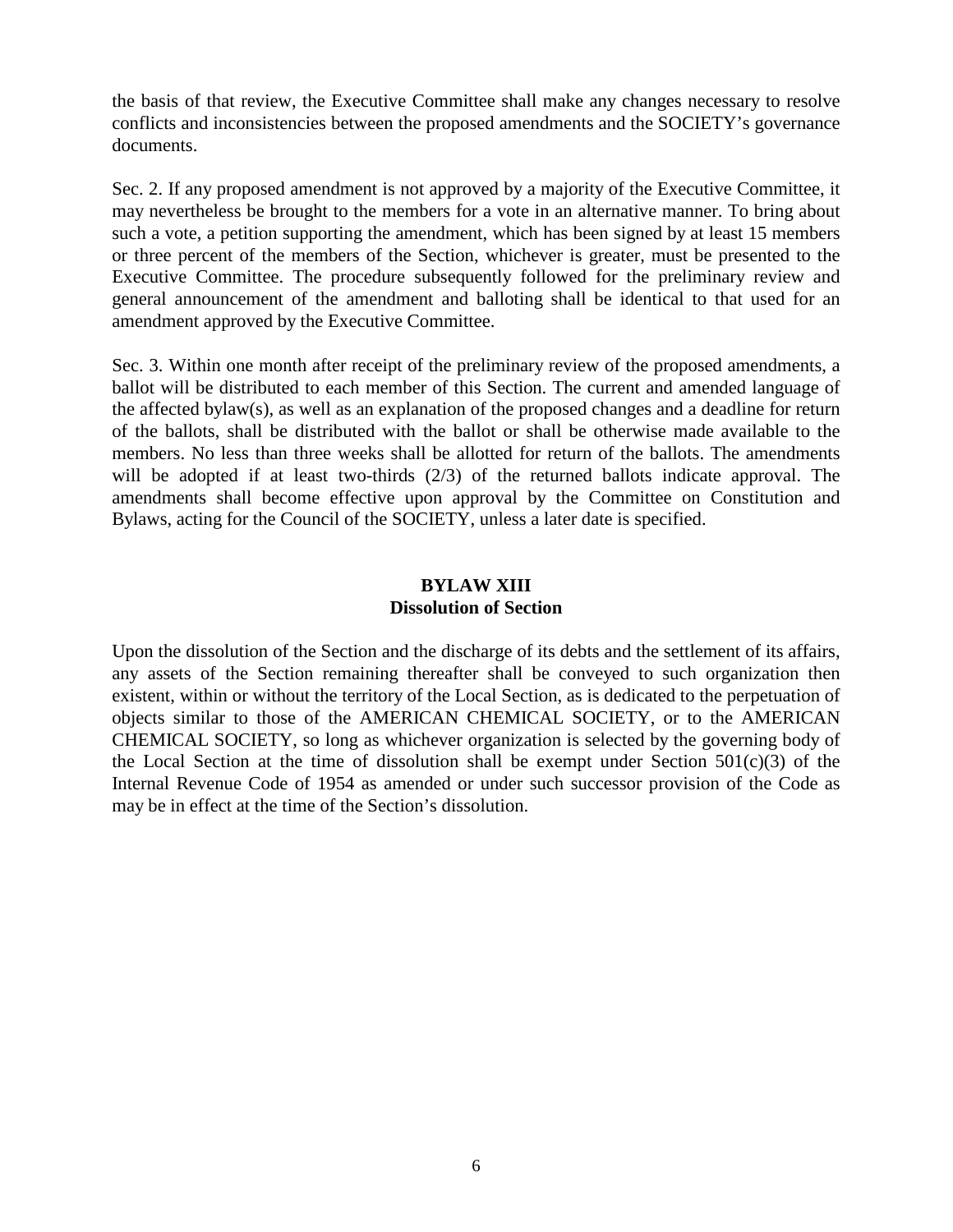the basis of that review, the Executive Committee shall make any changes necessary to resolve conflicts and inconsistencies between the proposed amendments and the SOCIETY's governance documents.

Sec. 2. If any proposed amendment is not approved by a majority of the Executive Committee, it may nevertheless be brought to the members for a vote in an alternative manner. To bring about such a vote, a petition supporting the amendment, which has been signed by at least 15 members or three percent of the members of the Section, whichever is greater, must be presented to the Executive Committee. The procedure subsequently followed for the preliminary review and general announcement of the amendment and balloting shall be identical to that used for an amendment approved by the Executive Committee.

Sec. 3. Within one month after receipt of the preliminary review of the proposed amendments, a ballot will be distributed to each member of this Section. The current and amended language of the affected bylaw(s), as well as an explanation of the proposed changes and a deadline for return of the ballots, shall be distributed with the ballot or shall be otherwise made available to the members. No less than three weeks shall be allotted for return of the ballots. The amendments will be adopted if at least two-thirds (2/3) of the returned ballots indicate approval. The amendments shall become effective upon approval by the Committee on Constitution and Bylaws, acting for the Council of the SOCIETY, unless a later date is specified.

## BYLAW XIII
## Dissolution of Section

Upon the dissolution of the Section and the discharge of its debts and the settlement of its affairs, any assets of the Section remaining thereafter shall be conveyed to such organization then existent, within or without the territory of the Local Section, as is dedicated to the perpetuation of objects similar to those of the AMERICAN CHEMICAL SOCIETY, or to the AMERICAN CHEMICAL SOCIETY, so long as whichever organization is selected by the governing body of the Local Section at the time of dissolution shall be exempt under Section 501(c)(3) of the Internal Revenue Code of 1954 as amended or under such successor provision of the Code as may be in effect at the time of the Section's dissolution.